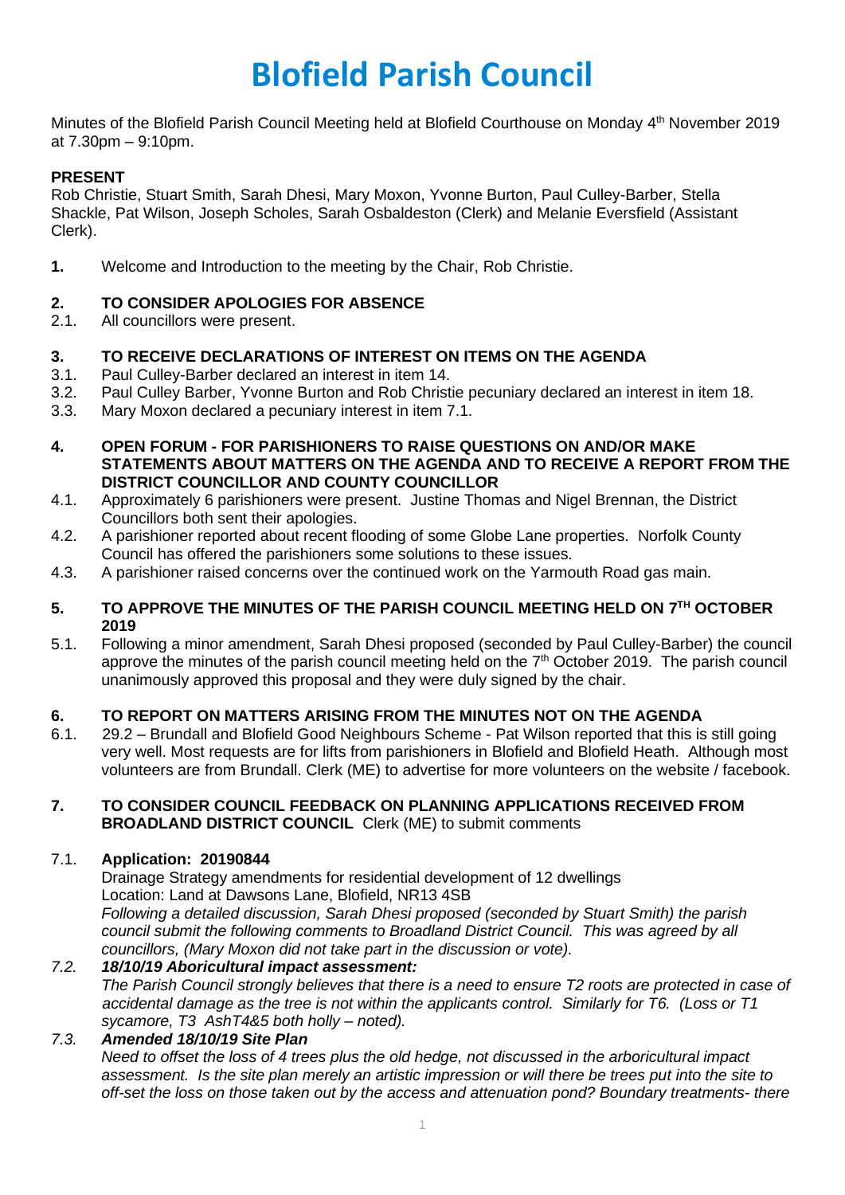# Blofield Parish Council

Minutes of the Blofield Parish Council Meeting held at Blofield Courthouse on Monday 4th November 2019 at 7.30pm – 9:10pm.

**PRESENT**
Rob Christie, Stuart Smith, Sarah Dhesi, Mary Moxon, Yvonne Burton, Paul Culley-Barber, Stella Shackle, Pat Wilson, Joseph Scholes, Sarah Osbaldeston (Clerk) and Melanie Eversfield (Assistant Clerk).

**1.** Welcome and Introduction to the meeting by the Chair, Rob Christie.

**2. TO CONSIDER APOLOGIES FOR ABSENCE**

2.1. All councillors were present.

**3. TO RECEIVE DECLARATIONS OF INTEREST ON ITEMS ON THE AGENDA**

3.1. Paul Culley-Barber declared an interest in item 14.

3.2. Paul Culley Barber, Yvonne Burton and Rob Christie pecuniary declared an interest in item 18.

3.3. Mary Moxon declared a pecuniary interest in item 7.1.

**4. OPEN FORUM - FOR PARISHIONERS TO RAISE QUESTIONS ON AND/OR MAKE STATEMENTS ABOUT MATTERS ON THE AGENDA AND TO RECEIVE A REPORT FROM THE DISTRICT COUNCILLOR AND COUNTY COUNCILLOR**

4.1. Approximately 6 parishioners were present. Justine Thomas and Nigel Brennan, the District Councillors both sent their apologies.

4.2. A parishioner reported about recent flooding of some Globe Lane properties. Norfolk County Council has offered the parishioners some solutions to these issues.

4.3. A parishioner raised concerns over the continued work on the Yarmouth Road gas main.

**5. TO APPROVE THE MINUTES OF THE PARISH COUNCIL MEETING HELD ON 7TH OCTOBER 2019**

5.1. Following a minor amendment, Sarah Dhesi proposed (seconded by Paul Culley-Barber) the council approve the minutes of the parish council meeting held on the 7th October 2019. The parish council unanimously approved this proposal and they were duly signed by the chair.

**6. TO REPORT ON MATTERS ARISING FROM THE MINUTES NOT ON THE AGENDA**

6.1. 29.2 – Brundall and Blofield Good Neighbours Scheme - Pat Wilson reported that this is still going very well. Most requests are for lifts from parishioners in Blofield and Blofield Heath. Although most volunteers are from Brundall. Clerk (ME) to advertise for more volunteers on the website / facebook.

**7. TO CONSIDER COUNCIL FEEDBACK ON PLANNING APPLICATIONS RECEIVED FROM BROADLAND DISTRICT COUNCIL** Clerk (ME) to submit comments

7.1. **Application: 20190844**
Drainage Strategy amendments for residential development of 12 dwellings
Location: Land at Dawsons Lane, Blofield, NR13 4SB
*Following a detailed discussion, Sarah Dhesi proposed (seconded by Stuart Smith) the parish council submit the following comments to Broadland District Council. This was agreed by all councillors, (Mary Moxon did not take part in the discussion or vote).*

*7.2.* ***18/10/19 Aboricultural impact assessment:***
*The Parish Council strongly believes that there is a need to ensure T2 roots are protected in case of accidental damage as the tree is not within the applicants control. Similarly for T6. (Loss or T1 sycamore, T3 AshT4&5 both holly – noted).*

*7.3.* ***Amended 18/10/19 Site Plan***
*Need to offset the loss of 4 trees plus the old hedge, not discussed in the arboricultural impact assessment. Is the site plan merely an artistic impression or will there be trees put into the site to off-set the loss on those taken out by the access and attenuation pond? Boundary treatments- there*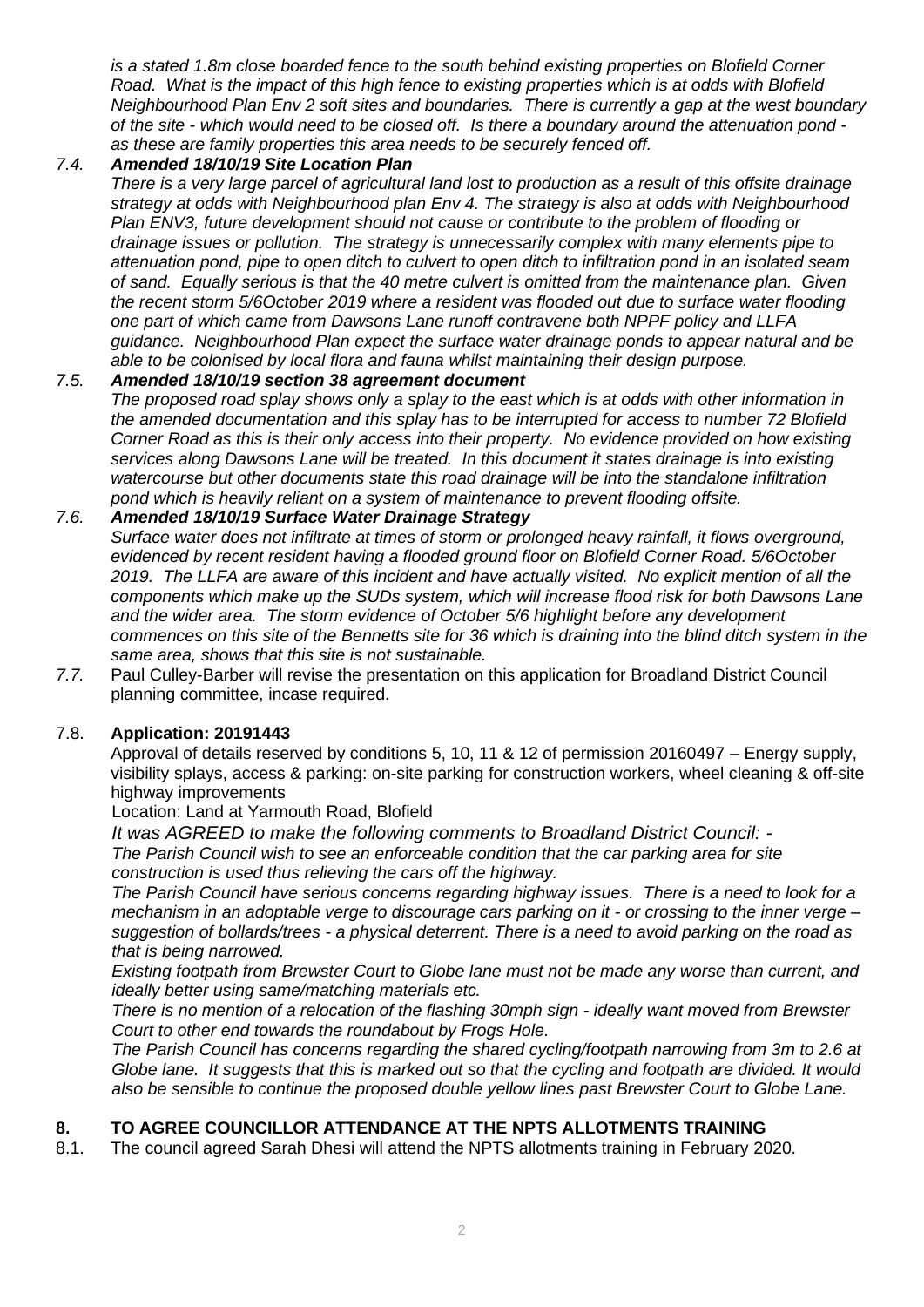*is a stated 1.8m close boarded fence to the south behind existing properties on Blofield Corner Road. What is the impact of this high fence to existing properties which is at odds with Blofield Neighbourhood Plan Env 2 soft sites and boundaries. There is currently a gap at the west boundary of the site - which would need to be closed off. Is there a boundary around the attenuation pond - as these are family properties this area needs to be securely fenced off.*

7.4. ***Amended 18/10/19 Site Location Plan***

*There is a very large parcel of agricultural land lost to production as a result of this offsite drainage strategy at odds with Neighbourhood plan Env 4. The strategy is also at odds with Neighbourhood Plan ENV3, future development should not cause or contribute to the problem of flooding or drainage issues or pollution. The strategy is unnecessarily complex with many elements pipe to attenuation pond, pipe to open ditch to culvert to open ditch to infiltration pond in an isolated seam of sand. Equally serious is that the 40 metre culvert is omitted from the maintenance plan. Given the recent storm 5/6October 2019 where a resident was flooded out due to surface water flooding one part of which came from Dawsons Lane runoff contravene both NPPF policy and LLFA guidance. Neighbourhood Plan expect the surface water drainage ponds to appear natural and be able to be colonised by local flora and fauna whilst maintaining their design purpose.*

7.5. ***Amended 18/10/19 section 38 agreement document***

*The proposed road splay shows only a splay to the east which is at odds with other information in the amended documentation and this splay has to be interrupted for access to number 72 Blofield Corner Road as this is their only access into their property. No evidence provided on how existing services along Dawsons Lane will be treated. In this document it states drainage is into existing watercourse but other documents state this road drainage will be into the standalone infiltration pond which is heavily reliant on a system of maintenance to prevent flooding offsite.*

7.6. ***Amended 18/10/19 Surface Water Drainage Strategy***

*Surface water does not infiltrate at times of storm or prolonged heavy rainfall, it flows overground, evidenced by recent resident having a flooded ground floor on Blofield Corner Road. 5/6October 2019. The LLFA are aware of this incident and have actually visited. No explicit mention of all the components which make up the SUDs system, which will increase flood risk for both Dawsons Lane and the wider area. The storm evidence of October 5/6 highlight before any development commences on this site of the Bennetts site for 36 which is draining into the blind ditch system in the same area, shows that this site is not sustainable.*

7.7. Paul Culley-Barber will revise the presentation on this application for Broadland District Council planning committee, incase required.

7.8. **Application: 20191443**

Approval of details reserved by conditions 5, 10, 11 & 12 of permission 20160497 – Energy supply, visibility splays, access & parking: on-site parking for construction workers, wheel cleaning & off-site highway improvements

Location: Land at Yarmouth Road, Blofield

*It was AGREED to make the following comments to Broadland District Council: -*

*The Parish Council wish to see an enforceable condition that the car parking area for site construction is used thus relieving the cars off the highway.*

*The Parish Council have serious concerns regarding highway issues. There is a need to look for a mechanism in an adoptable verge to discourage cars parking on it - or crossing to the inner verge – suggestion of bollards/trees - a physical deterrent. There is a need to avoid parking on the road as that is being narrowed.*

*Existing footpath from Brewster Court to Globe lane must not be made any worse than current, and ideally better using same/matching materials etc.*

*There is no mention of a relocation of the flashing 30mph sign - ideally want moved from Brewster Court to other end towards the roundabout by Frogs Hole.*

*The Parish Council has concerns regarding the shared cycling/footpath narrowing from 3m to 2.6 at Globe lane. It suggests that this is marked out so that the cycling and footpath are divided. It would also be sensible to continue the proposed double yellow lines past Brewster Court to Globe Lane.*

## 8. TO AGREE COUNCILLOR ATTENDANCE AT THE NPTS ALLOTMENTS TRAINING

8.1. The council agreed Sarah Dhesi will attend the NPTS allotments training in February 2020.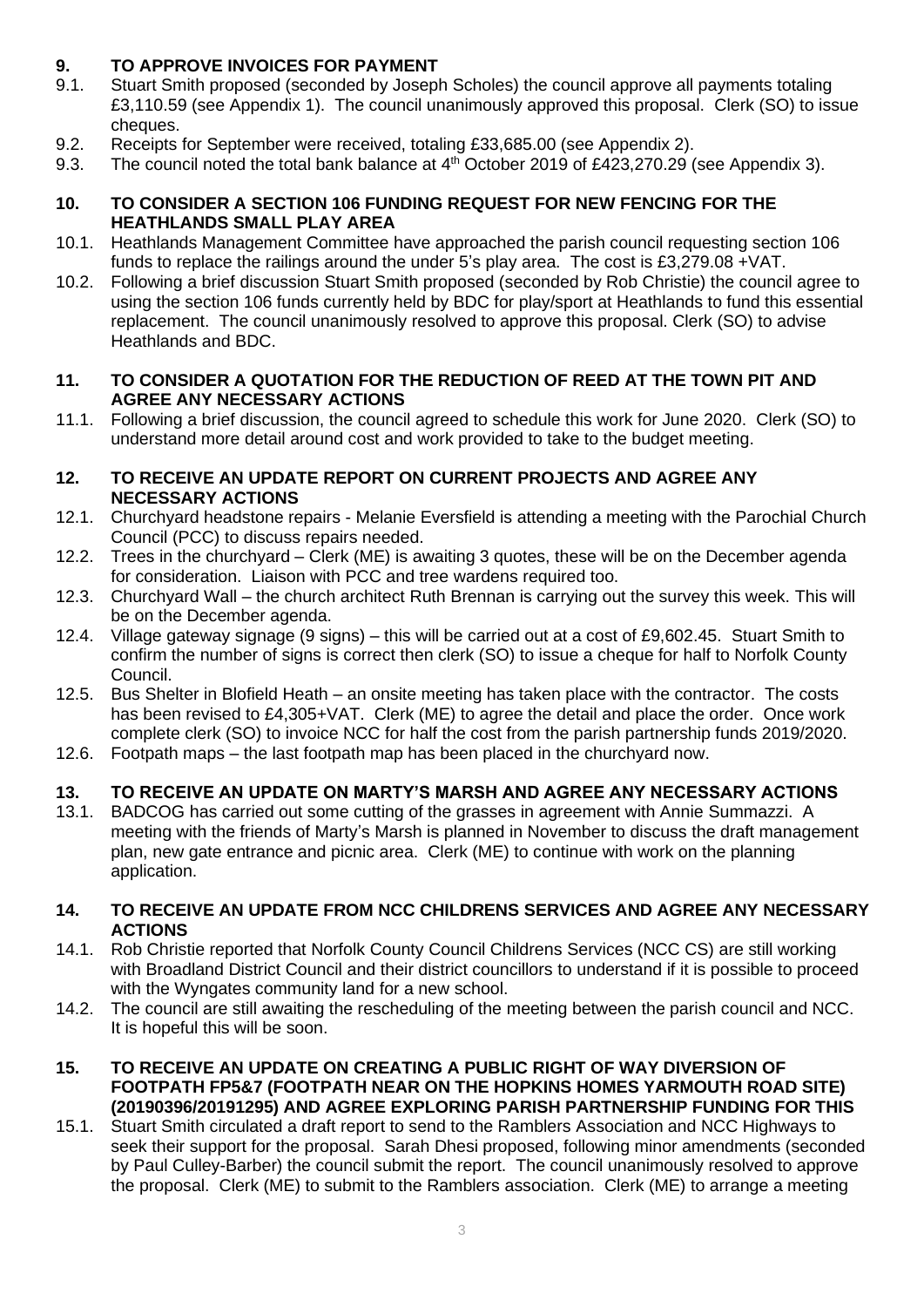## 9. TO APPROVE INVOICES FOR PAYMENT

9.1. Stuart Smith proposed (seconded by Joseph Scholes) the council approve all payments totaling £3,110.59 (see Appendix 1). The council unanimously approved this proposal. Clerk (SO) to issue cheques.

9.2. Receipts for September were received, totaling £33,685.00 (see Appendix 2).

9.3. The council noted the total bank balance at 4th October 2019 of £423,270.29 (see Appendix 3).

## 10. TO CONSIDER A SECTION 106 FUNDING REQUEST FOR NEW FENCING FOR THE HEATHLANDS SMALL PLAY AREA

10.1. Heathlands Management Committee have approached the parish council requesting section 106 funds to replace the railings around the under 5's play area. The cost is £3,279.08 +VAT.

10.2. Following a brief discussion Stuart Smith proposed (seconded by Rob Christie) the council agree to using the section 106 funds currently held by BDC for play/sport at Heathlands to fund this essential replacement. The council unanimously resolved to approve this proposal. Clerk (SO) to advise Heathlands and BDC.

## 11. TO CONSIDER A QUOTATION FOR THE REDUCTION OF REED AT THE TOWN PIT AND AGREE ANY NECESSARY ACTIONS

11.1. Following a brief discussion, the council agreed to schedule this work for June 2020. Clerk (SO) to understand more detail around cost and work provided to take to the budget meeting.

## 12. TO RECEIVE AN UPDATE REPORT ON CURRENT PROJECTS AND AGREE ANY NECESSARY ACTIONS

12.1. Churchyard headstone repairs - Melanie Eversfield is attending a meeting with the Parochial Church Council (PCC) to discuss repairs needed.

12.2. Trees in the churchyard – Clerk (ME) is awaiting 3 quotes, these will be on the December agenda for consideration. Liaison with PCC and tree wardens required too.

12.3. Churchyard Wall – the church architect Ruth Brennan is carrying out the survey this week. This will be on the December agenda.

12.4. Village gateway signage (9 signs) – this will be carried out at a cost of £9,602.45. Stuart Smith to confirm the number of signs is correct then clerk (SO) to issue a cheque for half to Norfolk County Council.

12.5. Bus Shelter in Blofield Heath – an onsite meeting has taken place with the contractor. The costs has been revised to £4,305+VAT. Clerk (ME) to agree the detail and place the order. Once work complete clerk (SO) to invoice NCC for half the cost from the parish partnership funds 2019/2020.

12.6. Footpath maps – the last footpath map has been placed in the churchyard now.

## 13. TO RECEIVE AN UPDATE ON MARTY'S MARSH AND AGREE ANY NECESSARY ACTIONS

13.1. BADCOG has carried out some cutting of the grasses in agreement with Annie Summazzi. A meeting with the friends of Marty's Marsh is planned in November to discuss the draft management plan, new gate entrance and picnic area. Clerk (ME) to continue with work on the planning application.

## 14. TO RECEIVE AN UPDATE FROM NCC CHILDRENS SERVICES AND AGREE ANY NECESSARY ACTIONS

14.1. Rob Christie reported that Norfolk County Council Childrens Services (NCC CS) are still working with Broadland District Council and their district councillors to understand if it is possible to proceed with the Wyngates community land for a new school.

14.2. The council are still awaiting the rescheduling of the meeting between the parish council and NCC. It is hopeful this will be soon.

## 15. TO RECEIVE AN UPDATE ON CREATING A PUBLIC RIGHT OF WAY DIVERSION OF FOOTPATH FP5&7 (FOOTPATH NEAR ON THE HOPKINS HOMES YARMOUTH ROAD SITE) (20190396/20191295) AND AGREE EXPLORING PARISH PARTNERSHIP FUNDING FOR THIS

15.1. Stuart Smith circulated a draft report to send to the Ramblers Association and NCC Highways to seek their support for the proposal. Sarah Dhesi proposed, following minor amendments (seconded by Paul Culley-Barber) the council submit the report. The council unanimously resolved to approve the proposal. Clerk (ME) to submit to the Ramblers association. Clerk (ME) to arrange a meeting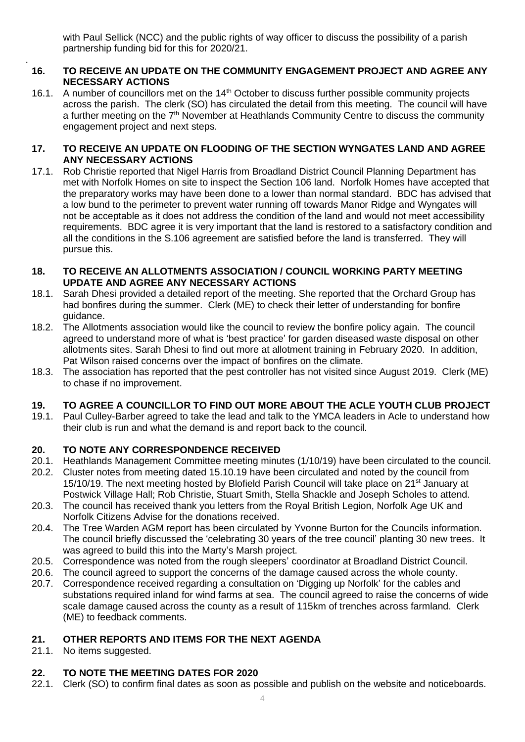with Paul Sellick (NCC) and the public rights of way officer to discuss the possibility of a parish partnership funding bid for this for 2020/21.

## 16. TO RECEIVE AN UPDATE ON THE COMMUNITY ENGAGEMENT PROJECT AND AGREE ANY NECESSARY ACTIONS

16.1. A number of councillors met on the 14th October to discuss further possible community projects across the parish. The clerk (SO) has circulated the detail from this meeting. The council will have a further meeting on the 7th November at Heathlands Community Centre to discuss the community engagement project and next steps.

## 17. TO RECEIVE AN UPDATE ON FLOODING OF THE SECTION WYNGATES LAND AND AGREE ANY NECESSARY ACTIONS

17.1. Rob Christie reported that Nigel Harris from Broadland District Council Planning Department has met with Norfolk Homes on site to inspect the Section 106 land. Norfolk Homes have accepted that the preparatory works may have been done to a lower than normal standard. BDC has advised that a low bund to the perimeter to prevent water running off towards Manor Ridge and Wyngates will not be acceptable as it does not address the condition of the land and would not meet accessibility requirements. BDC agree it is very important that the land is restored to a satisfactory condition and all the conditions in the S.106 agreement are satisfied before the land is transferred. They will pursue this.

## 18. TO RECEIVE AN ALLOTMENTS ASSOCIATION / COUNCIL WORKING PARTY MEETING UPDATE AND AGREE ANY NECESSARY ACTIONS

18.1. Sarah Dhesi provided a detailed report of the meeting. She reported that the Orchard Group has had bonfires during the summer. Clerk (ME) to check their letter of understanding for bonfire guidance.

18.2. The Allotments association would like the council to review the bonfire policy again. The council agreed to understand more of what is 'best practice' for garden diseased waste disposal on other allotments sites. Sarah Dhesi to find out more at allotment training in February 2020. In addition, Pat Wilson raised concerns over the impact of bonfires on the climate.

18.3. The association has reported that the pest controller has not visited since August 2019. Clerk (ME) to chase if no improvement.

## 19. TO AGREE A COUNCILLOR TO FIND OUT MORE ABOUT THE ACLE YOUTH CLUB PROJECT

19.1. Paul Culley-Barber agreed to take the lead and talk to the YMCA leaders in Acle to understand how their club is run and what the demand is and report back to the council.

## 20. TO NOTE ANY CORRESPONDENCE RECEIVED

20.1. Heathlands Management Committee meeting minutes (1/10/19) have been circulated to the council.

20.2. Cluster notes from meeting dated 15.10.19 have been circulated and noted by the council from 15/10/19. The next meeting hosted by Blofield Parish Council will take place on 21st January at Postwick Village Hall; Rob Christie, Stuart Smith, Stella Shackle and Joseph Scholes to attend.

20.3. The council has received thank you letters from the Royal British Legion, Norfolk Age UK and Norfolk Citizens Advise for the donations received.

20.4. The Tree Warden AGM report has been circulated by Yvonne Burton for the Councils information. The council briefly discussed the 'celebrating 30 years of the tree council' planting 30 new trees. It was agreed to build this into the Marty's Marsh project.

20.5. Correspondence was noted from the rough sleepers' coordinator at Broadland District Council.

20.6. The council agreed to support the concerns of the damage caused across the whole county.

20.7. Correspondence received regarding a consultation on 'Digging up Norfolk' for the cables and substations required inland for wind farms at sea. The council agreed to raise the concerns of wide scale damage caused across the county as a result of 115km of trenches across farmland. Clerk (ME) to feedback comments.

## 21. OTHER REPORTS AND ITEMS FOR THE NEXT AGENDA

21.1. No items suggested.

## 22. TO NOTE THE MEETING DATES FOR 2020

22.1. Clerk (SO) to confirm final dates as soon as possible and publish on the website and noticeboards.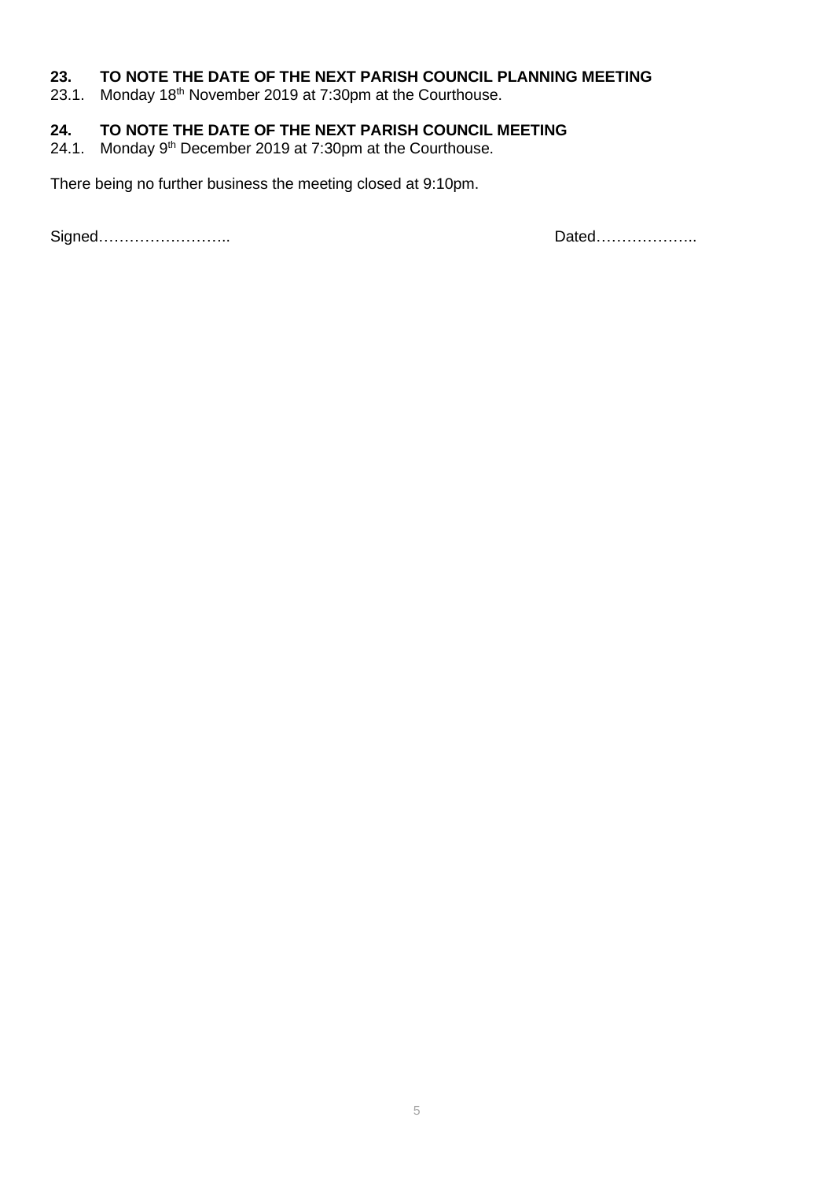## 23. TO NOTE THE DATE OF THE NEXT PARISH COUNCIL PLANNING MEETING

23.1. Monday 18th November 2019 at 7:30pm at the Courthouse.

## 24. TO NOTE THE DATE OF THE NEXT PARISH COUNCIL MEETING

24.1. Monday 9th December 2019 at 7:30pm at the Courthouse.

There being no further business the meeting closed at 9:10pm.

Signed…………………….. Dated………………..